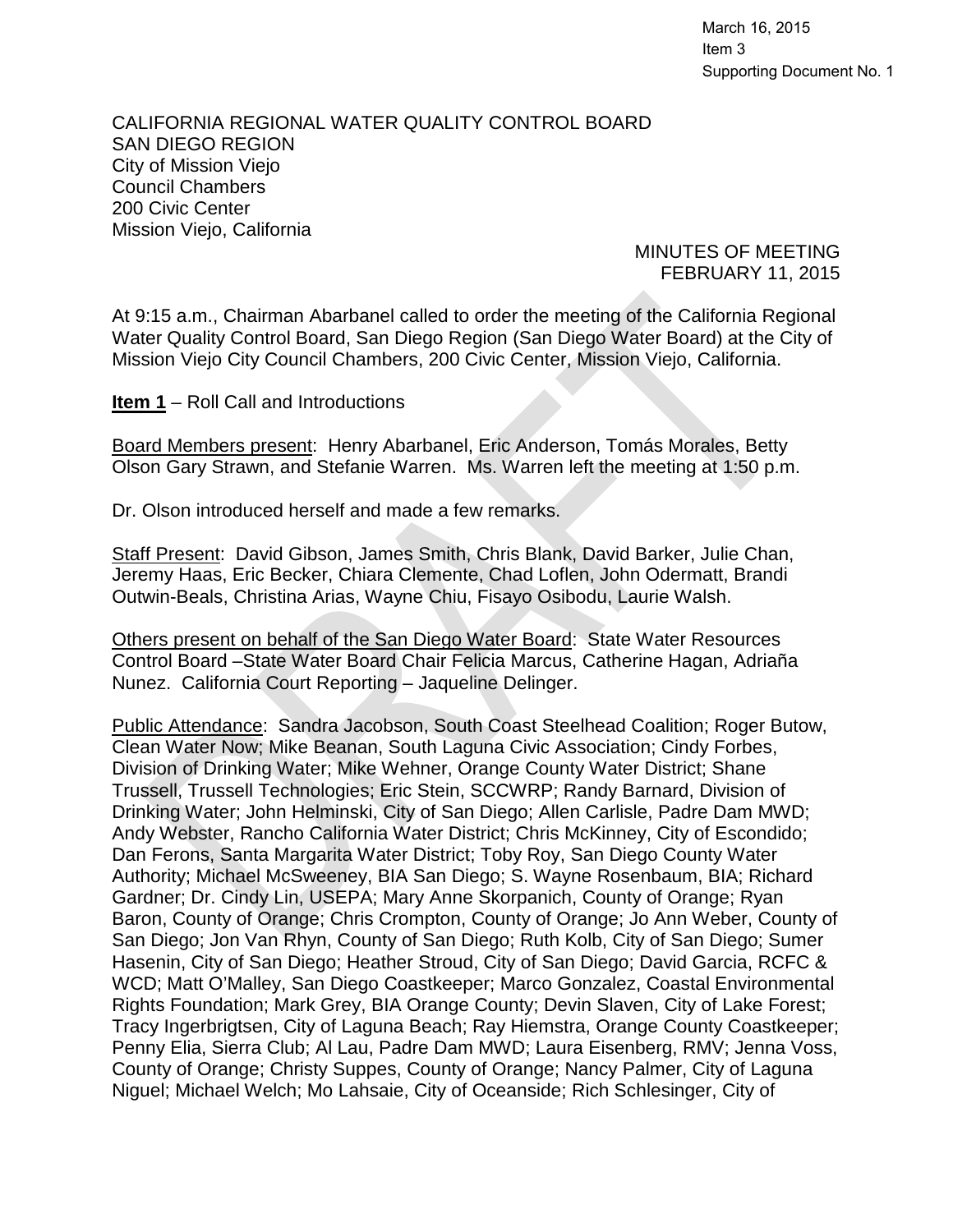March 16, 2015
Item 3
Supporting Document No. 1

CALIFORNIA REGIONAL WATER QUALITY CONTROL BOARD
SAN DIEGO REGION
City of Mission Viejo
Council Chambers
200 Civic Center
Mission Viejo, California

MINUTES OF MEETING
FEBRUARY 11, 2015

At 9:15 a.m., Chairman Abarbanel called to order the meeting of the California Regional Water Quality Control Board, San Diego Region (San Diego Water Board) at the City of Mission Viejo City Council Chambers, 200 Civic Center, Mission Viejo, California.

**Item 1** – Roll Call and Introductions

Board Members present: Henry Abarbanel, Eric Anderson, Tomás Morales, Betty Olson Gary Strawn, and Stefanie Warren. Ms. Warren left the meeting at 1:50 p.m.

Dr. Olson introduced herself and made a few remarks.

Staff Present: David Gibson, James Smith, Chris Blank, David Barker, Julie Chan, Jeremy Haas, Eric Becker, Chiara Clemente, Chad Loflen, John Odermatt, Brandi Outwin-Beals, Christina Arias, Wayne Chiu, Fisayo Osibodu, Laurie Walsh.

Others present on behalf of the San Diego Water Board: State Water Resources Control Board –State Water Board Chair Felicia Marcus, Catherine Hagan, Adriaña Nunez. California Court Reporting – Jaqueline Delinger.

Public Attendance: Sandra Jacobson, South Coast Steelhead Coalition; Roger Butow, Clean Water Now; Mike Beanan, South Laguna Civic Association; Cindy Forbes, Division of Drinking Water; Mike Wehner, Orange County Water District; Shane Trussell, Trussell Technologies; Eric Stein, SCCWRP; Randy Barnard, Division of Drinking Water; John Helminski, City of San Diego; Allen Carlisle, Padre Dam MWD; Andy Webster, Rancho California Water District; Chris McKinney, City of Escondido; Dan Ferons, Santa Margarita Water District; Toby Roy, San Diego County Water Authority; Michael McSweeney, BIA San Diego; S. Wayne Rosenbaum, BIA; Richard Gardner; Dr. Cindy Lin, USEPA; Mary Anne Skorpanich, County of Orange; Ryan Baron, County of Orange; Chris Crompton, County of Orange; Jo Ann Weber, County of San Diego; Jon Van Rhyn, County of San Diego; Ruth Kolb, City of San Diego; Sumer Hasenin, City of San Diego; Heather Stroud, City of San Diego; David Garcia, RCFC & WCD; Matt O'Malley, San Diego Coastkeeper; Marco Gonzalez, Coastal Environmental Rights Foundation; Mark Grey, BIA Orange County; Devin Slaven, City of Lake Forest; Tracy Ingerbrigtsen, City of Laguna Beach; Ray Hiemstra, Orange County Coastkeeper; Penny Elia, Sierra Club; Al Lau, Padre Dam MWD; Laura Eisenberg, RMV; Jenna Voss, County of Orange; Christy Suppes, County of Orange; Nancy Palmer, City of Laguna Niguel; Michael Welch; Mo Lahsaie, City of Oceanside; Rich Schlesinger, City of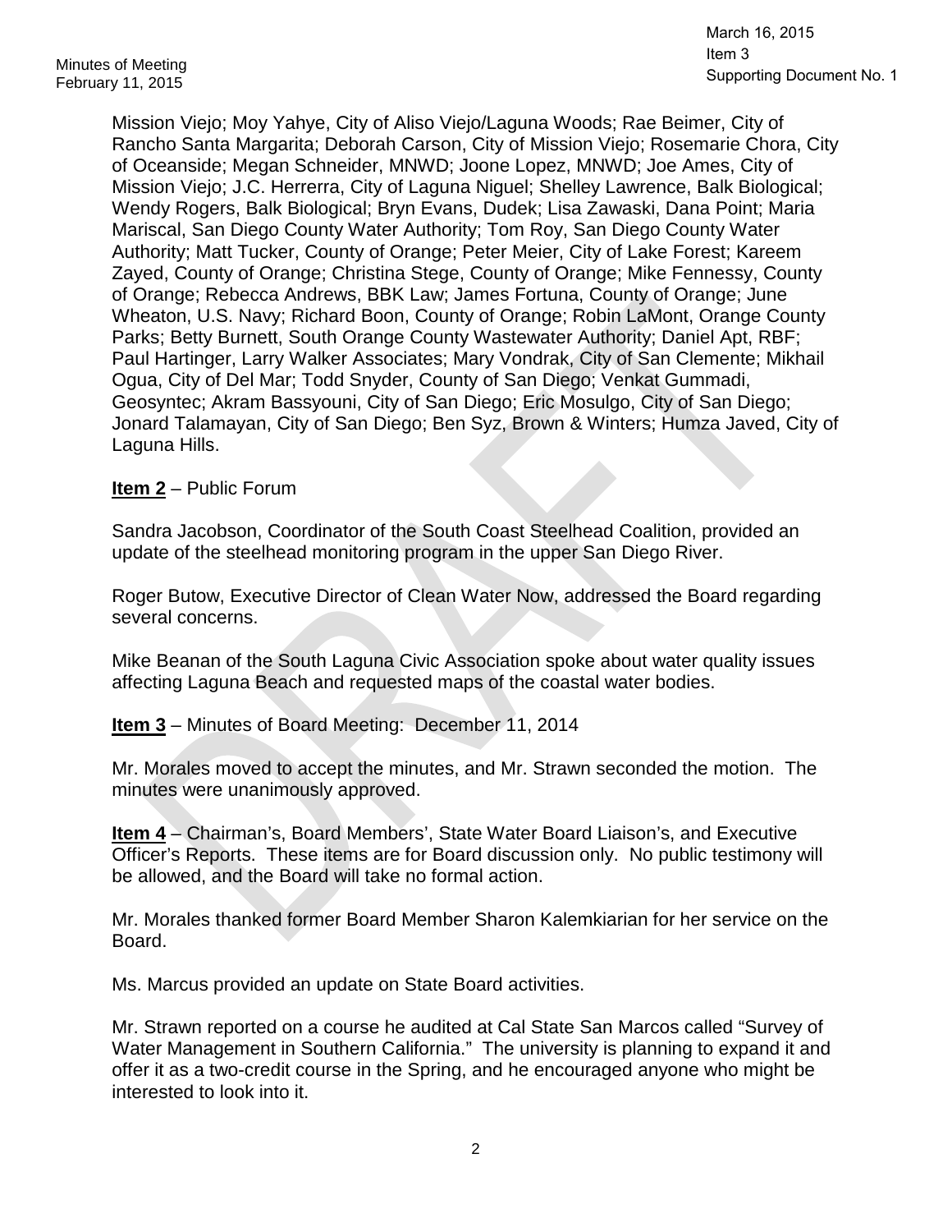Mission Viejo; Moy Yahye, City of Aliso Viejo/Laguna Woods; Rae Beimer, City of Rancho Santa Margarita; Deborah Carson, City of Mission Viejo; Rosemarie Chora, City of Oceanside; Megan Schneider, MNWD; Joone Lopez, MNWD; Joe Ames, City of Mission Viejo; J.C. Herrerra, City of Laguna Niguel; Shelley Lawrence, Balk Biological; Wendy Rogers, Balk Biological; Bryn Evans, Dudek; Lisa Zawaski, Dana Point; Maria Mariscal, San Diego County Water Authority; Tom Roy, San Diego County Water Authority; Matt Tucker, County of Orange; Peter Meier, City of Lake Forest; Kareem Zayed, County of Orange; Christina Stege, County of Orange; Mike Fennessy, County of Orange; Rebecca Andrews, BBK Law; James Fortuna, County of Orange; June Wheaton, U.S. Navy; Richard Boon, County of Orange; Robin LaMont, Orange County Parks; Betty Burnett, South Orange County Wastewater Authority; Daniel Apt, RBF; Paul Hartinger, Larry Walker Associates; Mary Vondrak, City of San Clemente; Mikhail Ogua, City of Del Mar; Todd Snyder, County of San Diego; Venkat Gummadi, Geosyntec; Akram Bassyouni, City of San Diego; Eric Mosulgo, City of San Diego; Jonard Talamayan, City of San Diego; Ben Syz, Brown & Winters; Humza Javed, City of Laguna Hills.

**Item 2** – Public Forum

Sandra Jacobson, Coordinator of the South Coast Steelhead Coalition, provided an update of the steelhead monitoring program in the upper San Diego River.

Roger Butow, Executive Director of Clean Water Now, addressed the Board regarding several concerns.

Mike Beanan of the South Laguna Civic Association spoke about water quality issues affecting Laguna Beach and requested maps of the coastal water bodies.

**Item 3** – Minutes of Board Meeting: December 11, 2014

Mr. Morales moved to accept the minutes, and Mr. Strawn seconded the motion. The minutes were unanimously approved.

**Item 4** – Chairman's, Board Members', State Water Board Liaison's, and Executive Officer's Reports. These items are for Board discussion only. No public testimony will be allowed, and the Board will take no formal action.

Mr. Morales thanked former Board Member Sharon Kalemkiarian for her service on the Board.

Ms. Marcus provided an update on State Board activities.

Mr. Strawn reported on a course he audited at Cal State San Marcos called "Survey of Water Management in Southern California." The university is planning to expand it and offer it as a two-credit course in the Spring, and he encouraged anyone who might be interested to look into it.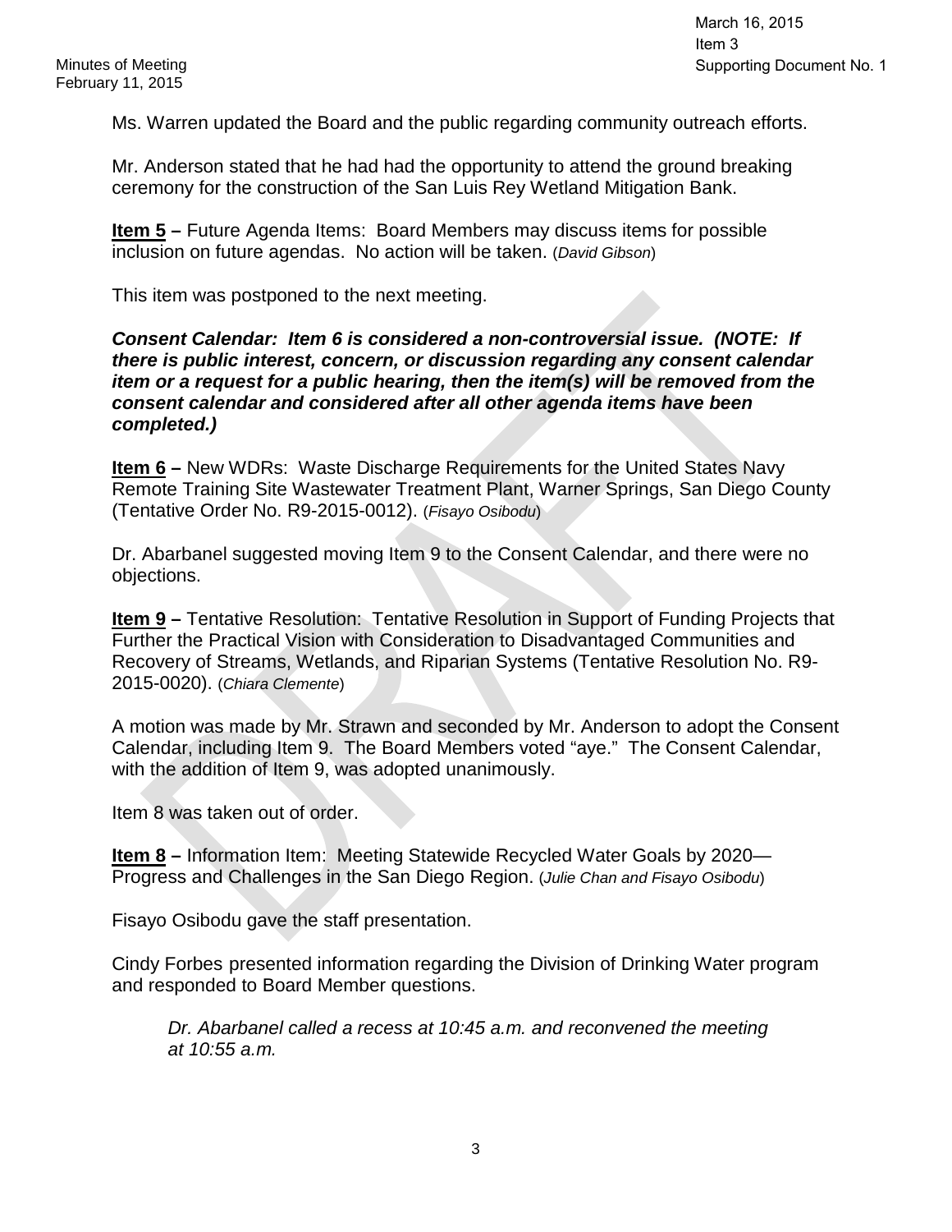Ms. Warren updated the Board and the public regarding community outreach efforts.

Mr. Anderson stated that he had had the opportunity to attend the ground breaking ceremony for the construction of the San Luis Rey Wetland Mitigation Bank.

**Item 5 –** Future Agenda Items: Board Members may discuss items for possible inclusion on future agendas. No action will be taken. (*David Gibson*)

This item was postponed to the next meeting.

***Consent Calendar: Item 6 is considered a non-controversial issue. (NOTE: If there is public interest, concern, or discussion regarding any consent calendar item or a request for a public hearing, then the item(s) will be removed from the consent calendar and considered after all other agenda items have been completed.)***

**Item 6 –** New WDRs: Waste Discharge Requirements for the United States Navy Remote Training Site Wastewater Treatment Plant, Warner Springs, San Diego County (Tentative Order No. R9-2015-0012). (*Fisayo Osibodu*)

Dr. Abarbanel suggested moving Item 9 to the Consent Calendar, and there were no objections.

**Item 9 –** Tentative Resolution: Tentative Resolution in Support of Funding Projects that Further the Practical Vision with Consideration to Disadvantaged Communities and Recovery of Streams, Wetlands, and Riparian Systems (Tentative Resolution No. R9-2015-0020). (*Chiara Clemente*)

A motion was made by Mr. Strawn and seconded by Mr. Anderson to adopt the Consent Calendar, including Item 9. The Board Members voted "aye." The Consent Calendar, with the addition of Item 9, was adopted unanimously.

Item 8 was taken out of order.

**Item 8 –** Information Item: Meeting Statewide Recycled Water Goals by 2020—Progress and Challenges in the San Diego Region. (*Julie Chan and Fisayo Osibodu*)

Fisayo Osibodu gave the staff presentation.

Cindy Forbes presented information regarding the Division of Drinking Water program and responded to Board Member questions.

*Dr. Abarbanel called a recess at 10:45 a.m. and reconvened the meeting at 10:55 a.m.*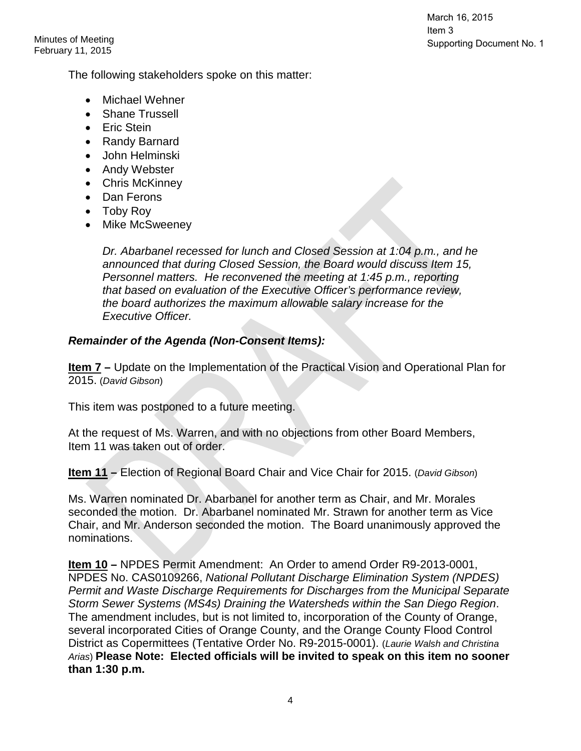The following stakeholders spoke on this matter:

- Michael Wehner
- Shane Trussell
- Eric Stein
- Randy Barnard
- John Helminski
- Andy Webster
- Chris McKinney
- Dan Ferons
- Toby Roy
- Mike McSweeney

> *Dr. Abarbanel recessed for lunch and Closed Session at 1:04 p.m., and he announced that during Closed Session, the Board would discuss Item 15, Personnel matters. He reconvened the meeting at 1:45 p.m., reporting that based on evaluation of the Executive Officer's performance review, the board authorizes the maximum allowable salary increase for the Executive Officer.*

***Remainder of the Agenda (Non-Consent Items):***

**Item 7 –** Update on the Implementation of the Practical Vision and Operational Plan for 2015. (*David Gibson*)

This item was postponed to a future meeting.

At the request of Ms. Warren, and with no objections from other Board Members, Item 11 was taken out of order.

**Item 11 –** Election of Regional Board Chair and Vice Chair for 2015. (*David Gibson*)

Ms. Warren nominated Dr. Abarbanel for another term as Chair, and Mr. Morales seconded the motion. Dr. Abarbanel nominated Mr. Strawn for another term as Vice Chair, and Mr. Anderson seconded the motion. The Board unanimously approved the nominations.

**Item 10 –** NPDES Permit Amendment: An Order to amend Order R9-2013-0001, NPDES No. CAS0109266, *National Pollutant Discharge Elimination System (NPDES) Permit and Waste Discharge Requirements for Discharges from the Municipal Separate Storm Sewer Systems (MS4s) Draining the Watersheds within the San Diego Region*. The amendment includes, but is not limited to, incorporation of the County of Orange, several incorporated Cities of Orange County, and the Orange County Flood Control District as Copermittees (Tentative Order No. R9-2015-0001). (*Laurie Walsh and Christina Arias*) **Please Note: Elected officials will be invited to speak on this item no sooner than 1:30 p.m.**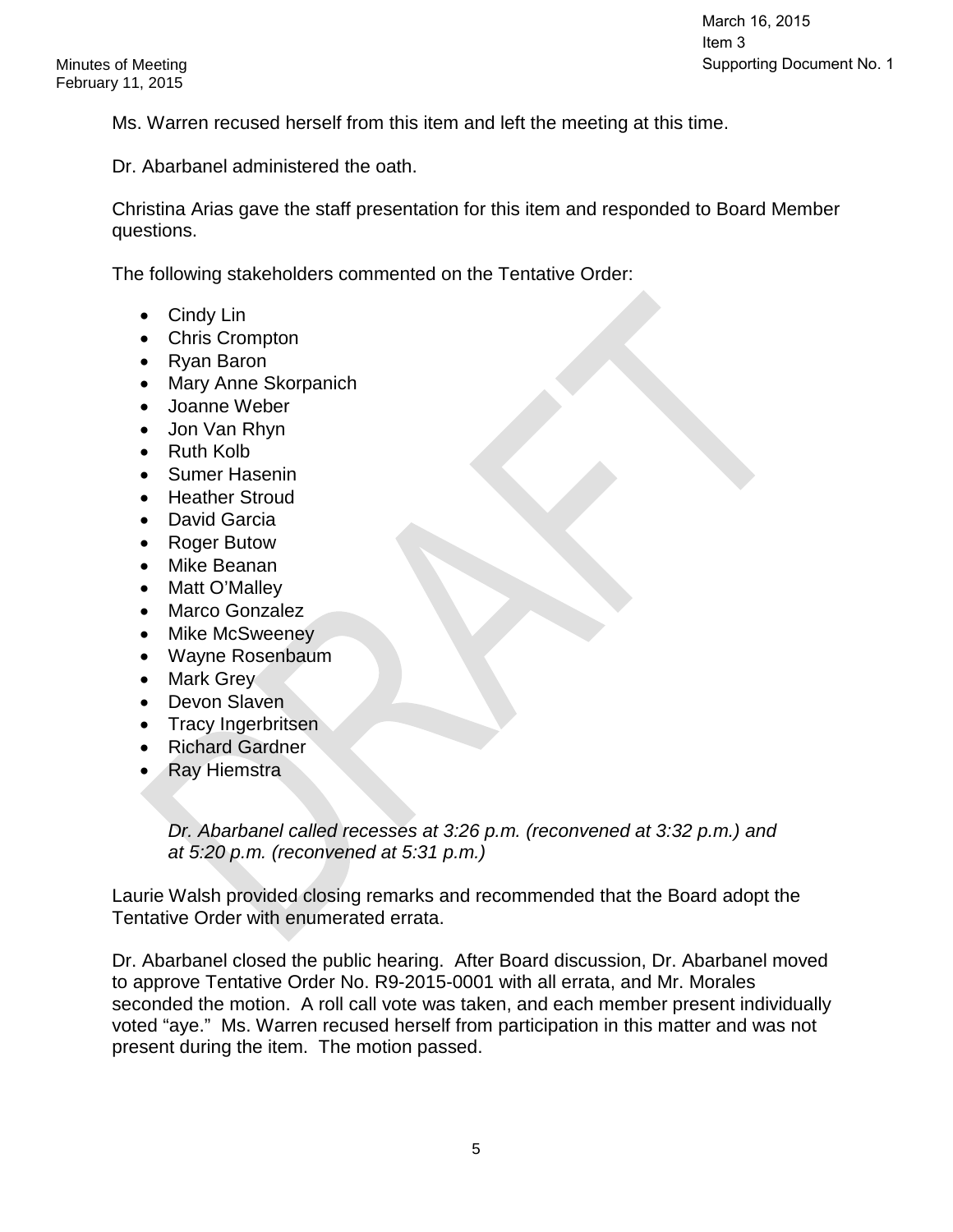Ms. Warren recused herself from this item and left the meeting at this time.

Dr. Abarbanel administered the oath.

Christina Arias gave the staff presentation for this item and responded to Board Member questions.

The following stakeholders commented on the Tentative Order:

- Cindy Lin
- Chris Crompton
- Ryan Baron
- Mary Anne Skorpanich
- Joanne Weber
- Jon Van Rhyn
- Ruth Kolb
- Sumer Hasenin
- Heather Stroud
- David Garcia
- Roger Butow
- Mike Beanan
- Matt O'Malley
- Marco Gonzalez
- Mike McSweeney
- Wayne Rosenbaum
- Mark Grey
- Devon Slaven
- Tracy Ingerbritsen
- Richard Gardner
- Ray Hiemstra

*Dr. Abarbanel called recesses at 3:26 p.m. (reconvened at 3:32 p.m.) and at 5:20 p.m. (reconvened at 5:31 p.m.)*

Laurie Walsh provided closing remarks and recommended that the Board adopt the Tentative Order with enumerated errata.

Dr. Abarbanel closed the public hearing. After Board discussion, Dr. Abarbanel moved to approve Tentative Order No. R9-2015-0001 with all errata, and Mr. Morales seconded the motion. A roll call vote was taken, and each member present individually voted "aye." Ms. Warren recused herself from participation in this matter and was not present during the item. The motion passed.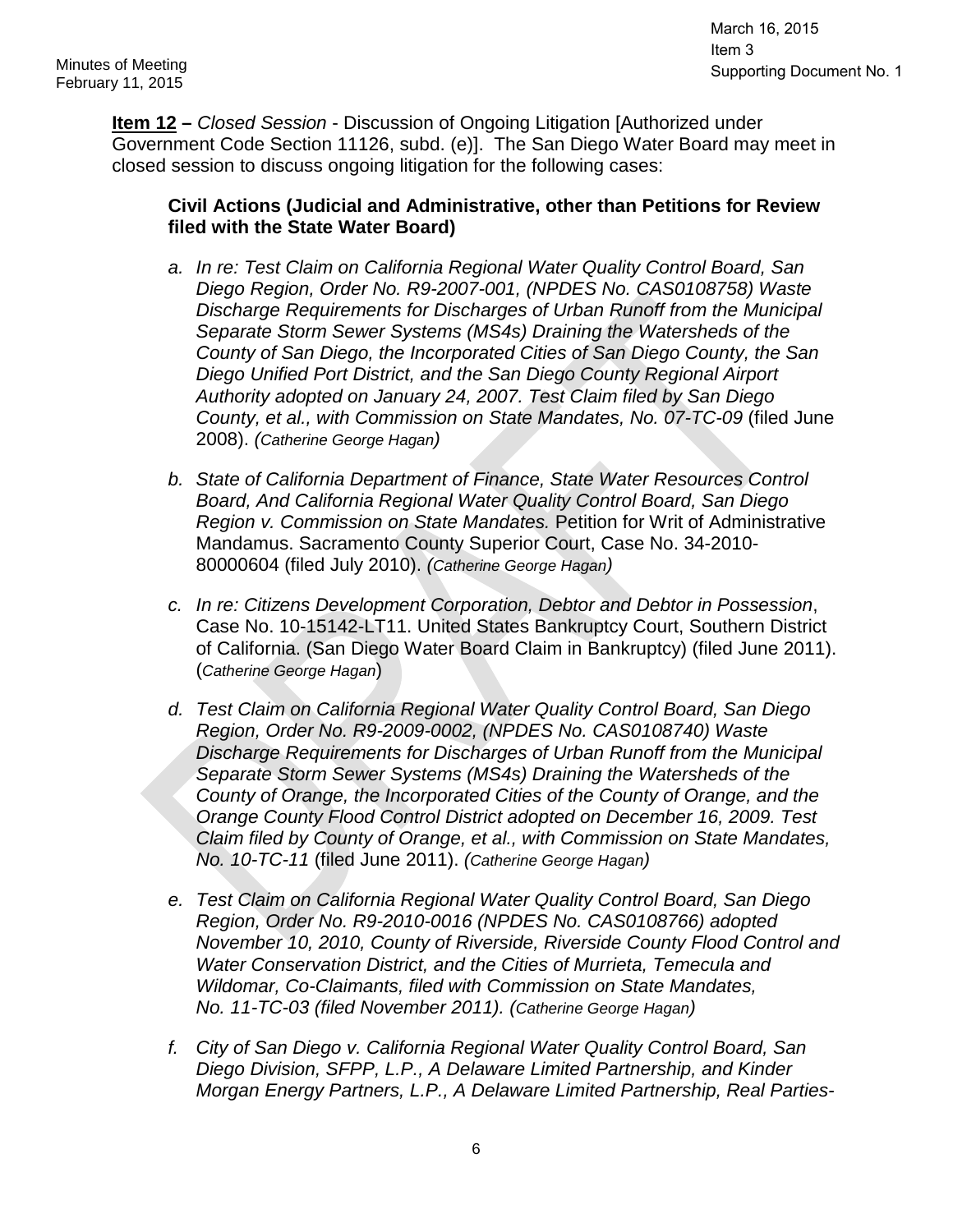**Item 12 –** *Closed Session* - Discussion of Ongoing Litigation [Authorized under Government Code Section 11126, subd. (e)]. The San Diego Water Board may meet in closed session to discuss ongoing litigation for the following cases:

**Civil Actions (Judicial and Administrative, other than Petitions for Review filed with the State Water Board)**

a. *In re: Test Claim on California Regional Water Quality Control Board, San Diego Region, Order No. R9-2007-001, (NPDES No. CAS0108758) Waste Discharge Requirements for Discharges of Urban Runoff from the Municipal Separate Storm Sewer Systems (MS4s) Draining the Watersheds of the County of San Diego, the Incorporated Cities of San Diego County, the San Diego Unified Port District, and the San Diego County Regional Airport Authority adopted on January 24, 2007. Test Claim filed by San Diego County, et al., with Commission on State Mandates, No. 07-TC-09* (filed June 2008). *(Catherine George Hagan)*

b. *State of California Department of Finance, State Water Resources Control Board, And California Regional Water Quality Control Board, San Diego Region v. Commission on State Mandates.* Petition for Writ of Administrative Mandamus. Sacramento County Superior Court, Case No. 34-2010-80000604 (filed July 2010). *(Catherine George Hagan)*

c. *In re: Citizens Development Corporation, Debtor and Debtor in Possession*, Case No. 10-15142-LT11. United States Bankruptcy Court, Southern District of California. (San Diego Water Board Claim in Bankruptcy) (filed June 2011). (*Catherine George Hagan*)

d. *Test Claim on California Regional Water Quality Control Board, San Diego Region, Order No. R9-2009-0002, (NPDES No. CAS0108740) Waste Discharge Requirements for Discharges of Urban Runoff from the Municipal Separate Storm Sewer Systems (MS4s) Draining the Watersheds of the County of Orange, the Incorporated Cities of the County of Orange, and the Orange County Flood Control District adopted on December 16, 2009. Test Claim filed by County of Orange, et al., with Commission on State Mandates, No. 10-TC-11* (filed June 2011). *(Catherine George Hagan)*

e. *Test Claim on California Regional Water Quality Control Board, San Diego Region, Order No. R9-2010-0016 (NPDES No. CAS0108766) adopted November 10, 2010, County of Riverside, Riverside County Flood Control and Water Conservation District, and the Cities of Murrieta, Temecula and Wildomar, Co-Claimants, filed with Commission on State Mandates, No. 11-TC-03 (filed November 2011). (Catherine George Hagan)*

f. *City of San Diego v. California Regional Water Quality Control Board, San Diego Division, SFPP, L.P., A Delaware Limited Partnership, and Kinder Morgan Energy Partners, L.P., A Delaware Limited Partnership, Real Parties-*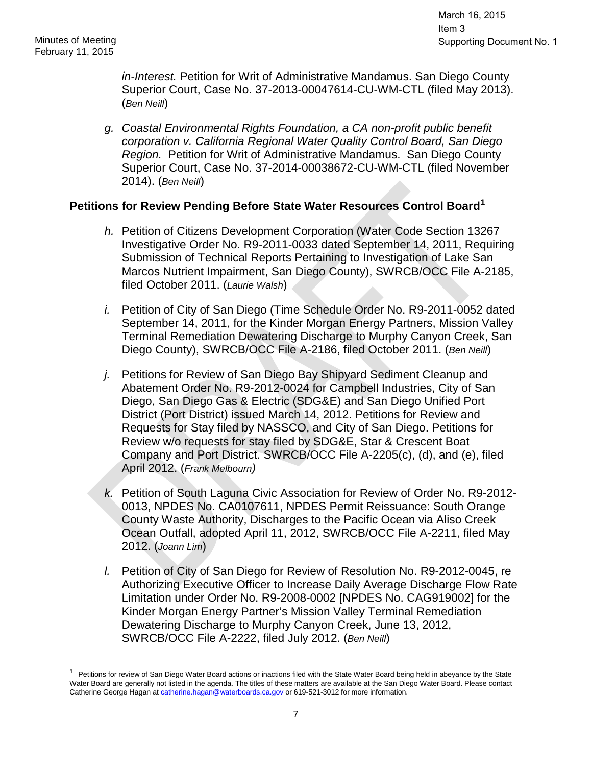*in-Interest.* Petition for Writ of Administrative Mandamus. San Diego County Superior Court, Case No. 37-2013-00047614-CU-WM-CTL (filed May 2013). (*Ben Neill*)

g. *Coastal Environmental Rights Foundation, a CA non-profit public benefit corporation v. California Regional Water Quality Control Board, San Diego Region.* Petition for Writ of Administrative Mandamus. San Diego County Superior Court, Case No. 37-2014-00038672-CU-WM-CTL (filed November 2014). (*Ben Neill*)

**Petitions for Review Pending Before State Water Resources Control Board**[1]

h. Petition of Citizens Development Corporation (Water Code Section 13267 Investigative Order No. R9-2011-0033 dated September 14, 2011, Requiring Submission of Technical Reports Pertaining to Investigation of Lake San Marcos Nutrient Impairment, San Diego County), SWRCB/OCC File A-2185, filed October 2011. (*Laurie Walsh*)

i. Petition of City of San Diego (Time Schedule Order No. R9-2011-0052 dated September 14, 2011, for the Kinder Morgan Energy Partners, Mission Valley Terminal Remediation Dewatering Discharge to Murphy Canyon Creek, San Diego County), SWRCB/OCC File A-2186, filed October 2011. (*Ben Neill*)

j. Petitions for Review of San Diego Bay Shipyard Sediment Cleanup and Abatement Order No. R9-2012-0024 for Campbell Industries, City of San Diego, San Diego Gas & Electric (SDG&E) and San Diego Unified Port District (Port District) issued March 14, 2012. Petitions for Review and Requests for Stay filed by NASSCO, and City of San Diego. Petitions for Review w/o requests for stay filed by SDG&E, Star & Crescent Boat Company and Port District. SWRCB/OCC File A-2205(c), (d), and (e), filed April 2012. (*Frank Melbourn*)

k. Petition of South Laguna Civic Association for Review of Order No. R9-2012-0013, NPDES No. CA0107611, NPDES Permit Reissuance: South Orange County Waste Authority, Discharges to the Pacific Ocean via Aliso Creek Ocean Outfall, adopted April 11, 2012, SWRCB/OCC File A-2211, filed May 2012. (*Joann Lim*)

l. Petition of City of San Diego for Review of Resolution No. R9-2012-0045, re Authorizing Executive Officer to Increase Daily Average Discharge Flow Rate Limitation under Order No. R9-2008-0002 [NPDES No. CAG919002] for the Kinder Morgan Energy Partner's Mission Valley Terminal Remediation Dewatering Discharge to Murphy Canyon Creek, June 13, 2012, SWRCB/OCC File A-2222, filed July 2012. (*Ben Neill*)

---

[1] Petitions for review of San Diego Water Board actions or inactions filed with the State Water Board being held in abeyance by the State Water Board are generally not listed in the agenda. The titles of these matters are available at the San Diego Water Board. Please contact Catherine George Hagan at catherine.hagan@waterboards.ca.gov or 619-521-3012 for more information.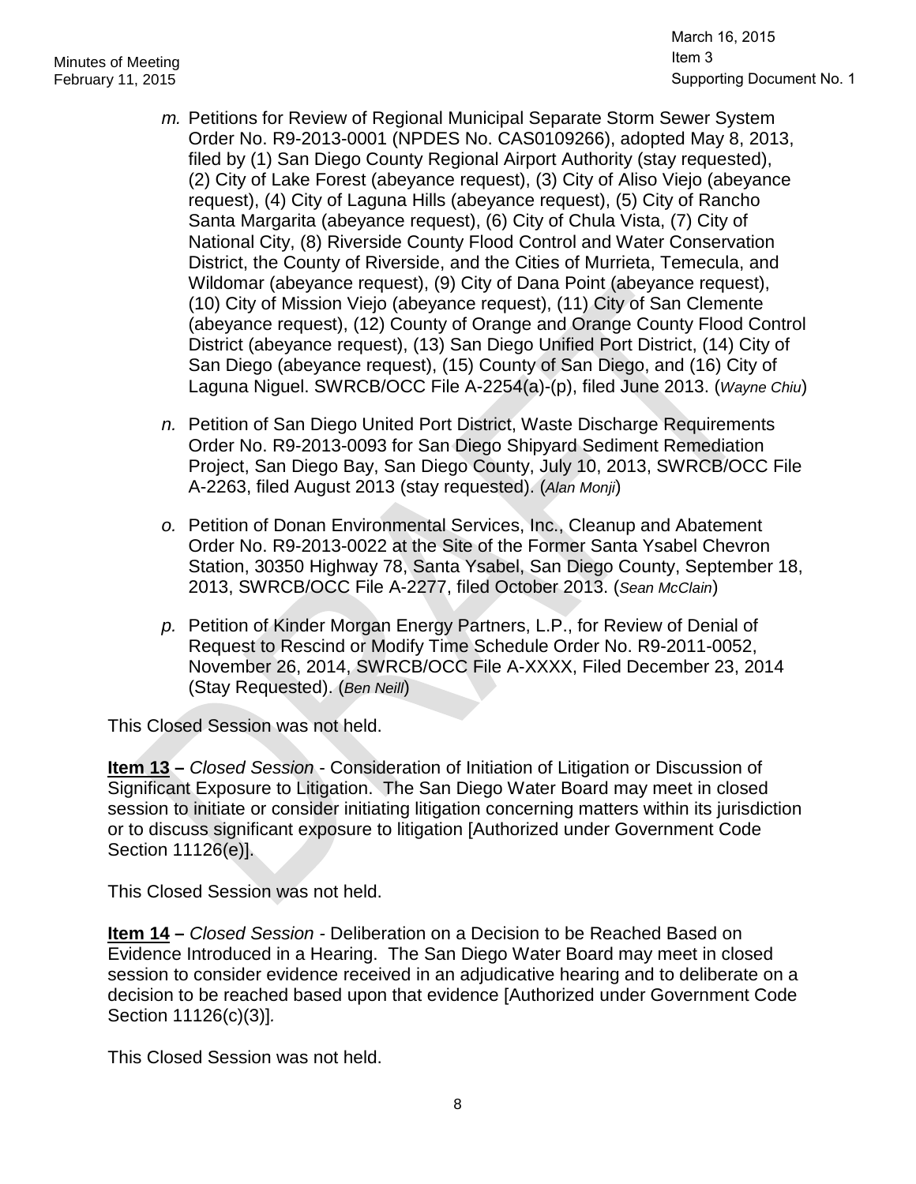*m.* Petitions for Review of Regional Municipal Separate Storm Sewer System Order No. R9-2013-0001 (NPDES No. CAS0109266), adopted May 8, 2013, filed by (1) San Diego County Regional Airport Authority (stay requested), (2) City of Lake Forest (abeyance request), (3) City of Aliso Viejo (abeyance request), (4) City of Laguna Hills (abeyance request), (5) City of Rancho Santa Margarita (abeyance request), (6) City of Chula Vista, (7) City of National City, (8) Riverside County Flood Control and Water Conservation District, the County of Riverside, and the Cities of Murrieta, Temecula, and Wildomar (abeyance request), (9) City of Dana Point (abeyance request), (10) City of Mission Viejo (abeyance request), (11) City of San Clemente (abeyance request), (12) County of Orange and Orange County Flood Control District (abeyance request), (13) San Diego Unified Port District, (14) City of San Diego (abeyance request), (15) County of San Diego, and (16) City of Laguna Niguel. SWRCB/OCC File A-2254(a)-(p), filed June 2013. (*Wayne Chiu*)

*n.* Petition of San Diego United Port District, Waste Discharge Requirements Order No. R9-2013-0093 for San Diego Shipyard Sediment Remediation Project, San Diego Bay, San Diego County, July 10, 2013, SWRCB/OCC File A-2263, filed August 2013 (stay requested). (*Alan Monji*)

*o.* Petition of Donan Environmental Services, Inc., Cleanup and Abatement Order No. R9-2013-0022 at the Site of the Former Santa Ysabel Chevron Station, 30350 Highway 78, Santa Ysabel, San Diego County, September 18, 2013, SWRCB/OCC File A-2277, filed October 2013. (*Sean McClain*)

*p.* Petition of Kinder Morgan Energy Partners, L.P., for Review of Denial of Request to Rescind or Modify Time Schedule Order No. R9-2011-0052, November 26, 2014, SWRCB/OCC File A-XXXX, Filed December 23, 2014 (Stay Requested). (*Ben Neill*)

This Closed Session was not held.

**Item 13 –** *Closed Session* - Consideration of Initiation of Litigation or Discussion of Significant Exposure to Litigation. The San Diego Water Board may meet in closed session to initiate or consider initiating litigation concerning matters within its jurisdiction or to discuss significant exposure to litigation [Authorized under Government Code Section 11126(e)].

This Closed Session was not held.

**Item 14 –** *Closed Session* - Deliberation on a Decision to be Reached Based on Evidence Introduced in a Hearing. The San Diego Water Board may meet in closed session to consider evidence received in an adjudicative hearing and to deliberate on a decision to be reached based upon that evidence [Authorized under Government Code Section 11126(c)(3)].

This Closed Session was not held.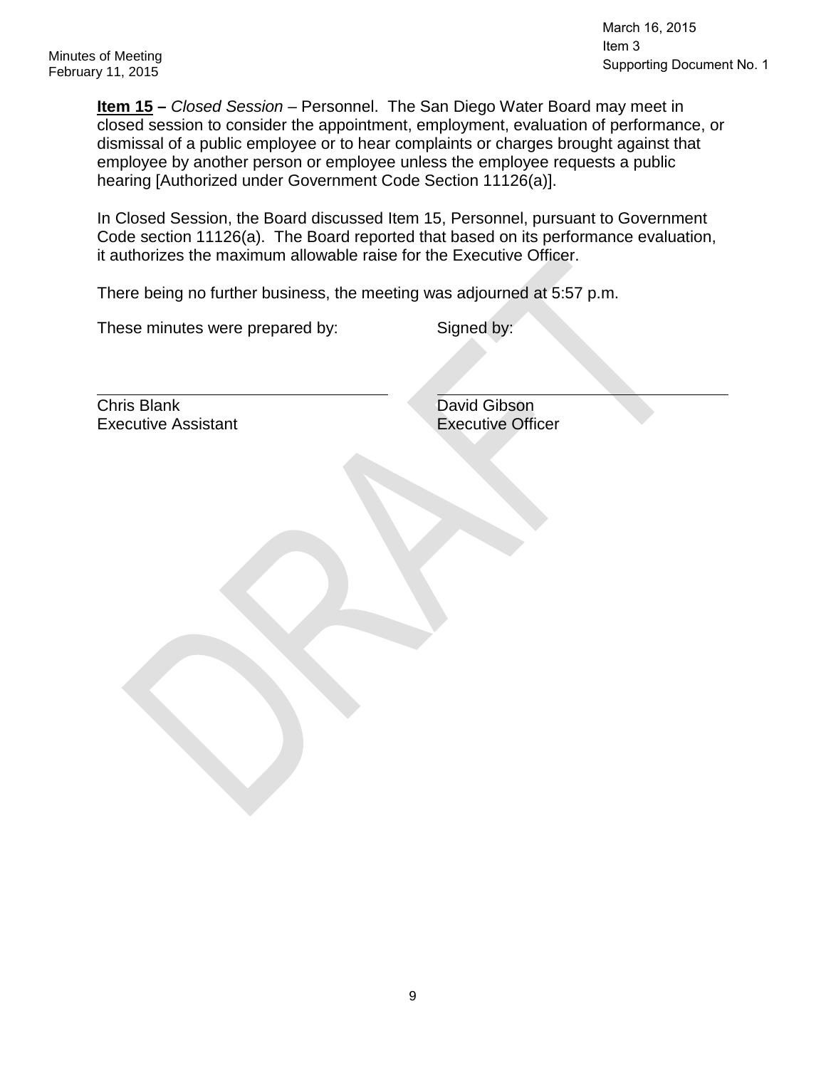**Item 15 –** *Closed Session* – Personnel. The San Diego Water Board may meet in closed session to consider the appointment, employment, evaluation of performance, or dismissal of a public employee or to hear complaints or charges brought against that employee by another person or employee unless the employee requests a public hearing [Authorized under Government Code Section 11126(a)].

In Closed Session, the Board discussed Item 15, Personnel, pursuant to Government Code section 11126(a). The Board reported that based on its performance evaluation, it authorizes the maximum allowable raise for the Executive Officer.

There being no further business, the meeting was adjourned at 5:57 p.m.

These minutes were prepared by:

Chris Blank
Executive Assistant

Signed by:

David Gibson
Executive Officer